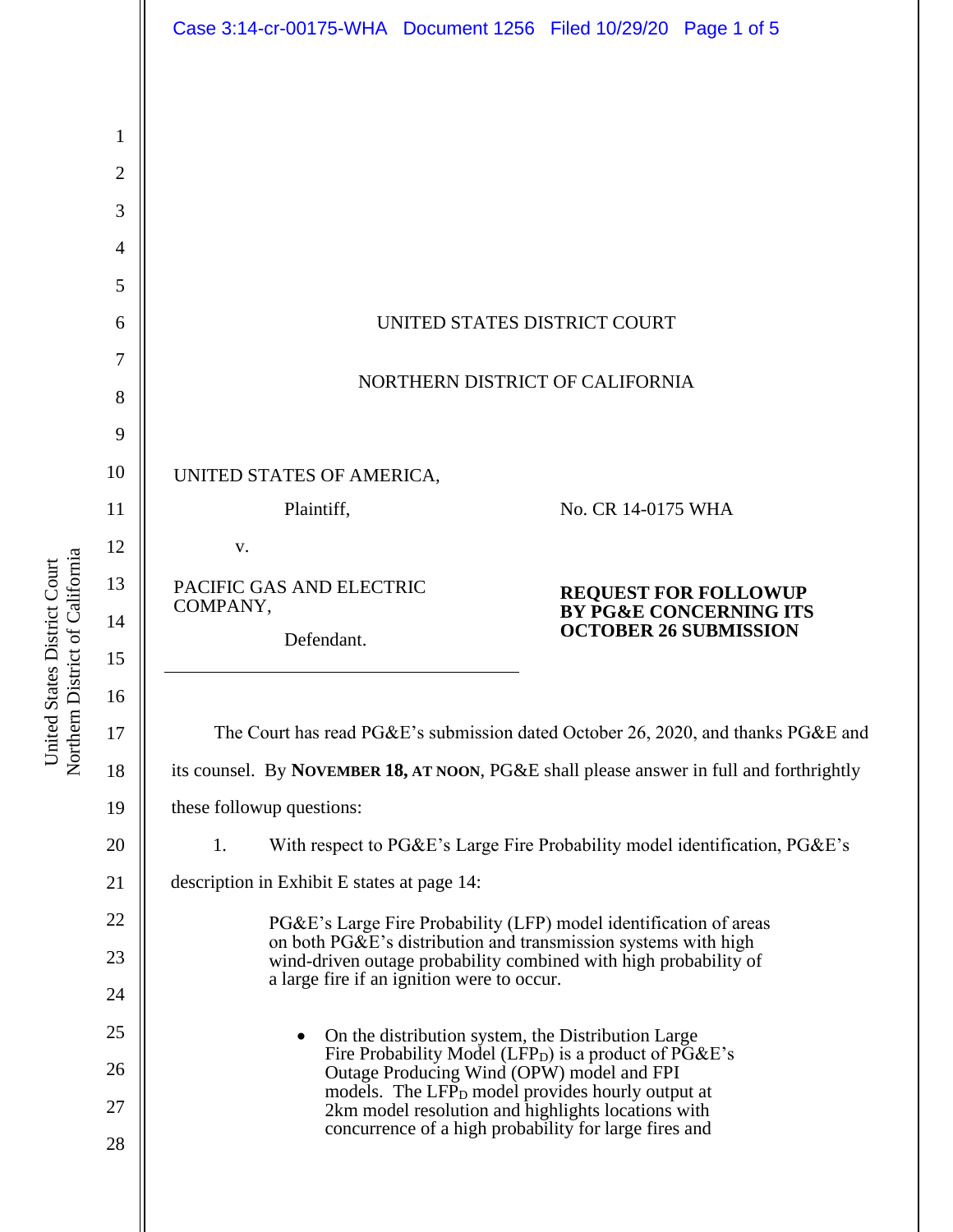UNITED STATES DISTRICT COURT

NORTHERN DISTRICT OF CALIFORNIA

UNITED STATES OF AMERICA,

Plaintiff,

v.

PACIFIC GAS AND ELECTRIC COMPANY,

Defendant.

No. CR 14-0175 WHA

**REQUEST FOR FOLLOWUP BY PG&E CONCERNING ITS OCTOBER 26 SUBMISSION**

The Court has read PG&E's submission dated October 26, 2020, and thanks PG&E and its counsel. By **NOVEMBER 18, AT NOON**, PG&E shall please answer in full and forthrightly these followup questions:

1. With respect to PG&E's Large Fire Probability model identification, PG&E's description in Exhibit E states at page 14:

> PG&E's Large Fire Probability (LFP) model identification of areas on both PG&E's distribution and transmission systems with high wind-driven outage probability combined with high probability of a large fire if an ignition were to occur.
>
> - On the distribution system, the Distribution Large Fire Probability Model ($LFP_D$) is a product of PG&E's Outage Producing Wind (OPW) model and FPI models. The $LFP_D$ model provides hourly output at 2km model resolution and highlights locations with concurrence of a high probability for large fires and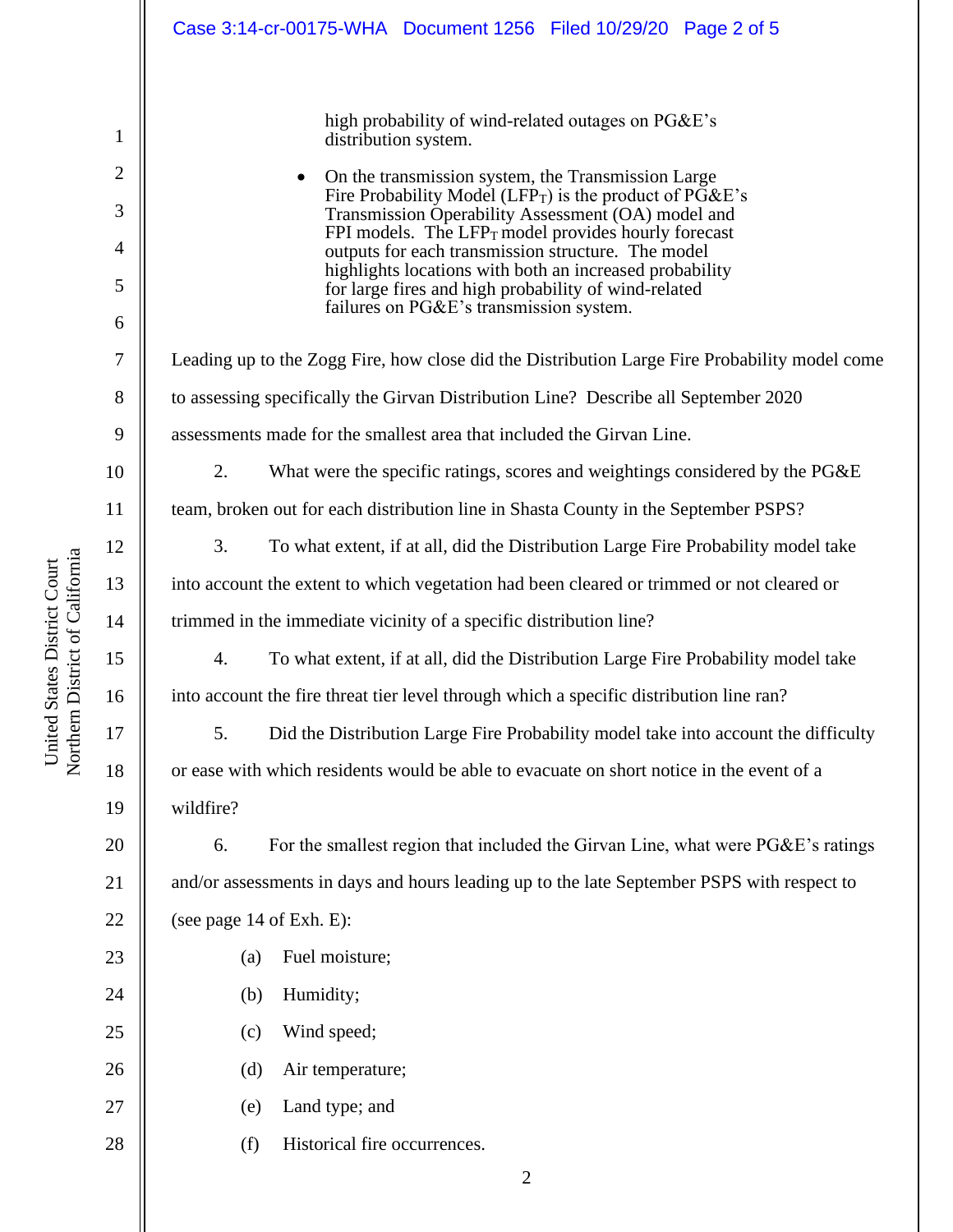high probability of wind-related outages on PG&E's distribution system.

- On the transmission system, the Transmission Large Fire Probability Model ($LFP_T$) is the product of PG&E's Transmission Operability Assessment (OA) model and FPI models. The $LFP_T$ model provides hourly forecast outputs for each transmission structure. The model highlights locations with both an increased probability for large fires and high probability of wind-related failures on PG&E's transmission system.

Leading up to the Zogg Fire, how close did the Distribution Large Fire Probability model come to assessing specifically the Girvan Distribution Line? Describe all September 2020 assessments made for the smallest area that included the Girvan Line.

2. What were the specific ratings, scores and weightings considered by the PG&E team, broken out for each distribution line in Shasta County in the September PSPS?

3. To what extent, if at all, did the Distribution Large Fire Probability model take into account the extent to which vegetation had been cleared or trimmed or not cleared or trimmed in the immediate vicinity of a specific distribution line?

4. To what extent, if at all, did the Distribution Large Fire Probability model take into account the fire threat tier level through which a specific distribution line ran?

5. Did the Distribution Large Fire Probability model take into account the difficulty or ease with which residents would be able to evacuate on short notice in the event of a wildfire?

6. For the smallest region that included the Girvan Line, what were PG&E's ratings and/or assessments in days and hours leading up to the late September PSPS with respect to (see page 14 of Exh. E):

(a) Fuel moisture;

(b) Humidity;

(c) Wind speed;

(d) Air temperature;

(e) Land type; and

(f) Historical fire occurrences.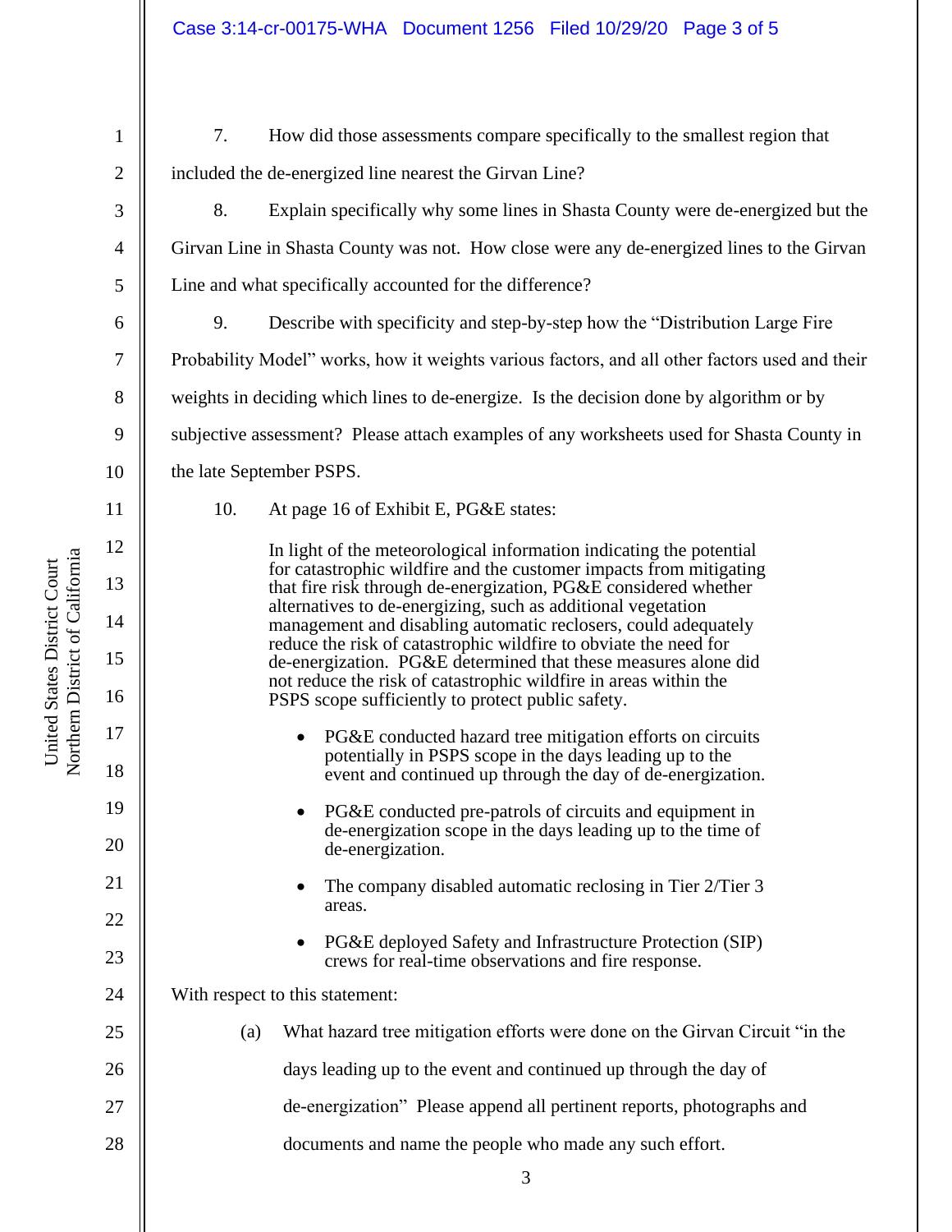7. How did those assessments compare specifically to the smallest region that included the de-energized line nearest the Girvan Line?

8. Explain specifically why some lines in Shasta County were de-energized but the Girvan Line in Shasta County was not. How close were any de-energized lines to the Girvan Line and what specifically accounted for the difference?

9. Describe with specificity and step-by-step how the "Distribution Large Fire Probability Model" works, how it weights various factors, and all other factors used and their weights in deciding which lines to de-energize. Is the decision done by algorithm or by subjective assessment? Please attach examples of any worksheets used for Shasta County in the late September PSPS.

10. At page 16 of Exhibit E, PG&E states:

> In light of the meteorological information indicating the potential for catastrophic wildfire and the customer impacts from mitigating that fire risk through de-energization, PG&E considered whether alternatives to de-energizing, such as additional vegetation management and disabling automatic reclosers, could adequately reduce the risk of catastrophic wildfire to obviate the need for de-energization. PG&E determined that these measures alone did not reduce the risk of catastrophic wildfire in areas within the PSPS scope sufficiently to protect public safety.
>
> - PG&E conducted hazard tree mitigation efforts on circuits potentially in PSPS scope in the days leading up to the event and continued up through the day of de-energization.
> - PG&E conducted pre-patrols of circuits and equipment in de-energization scope in the days leading up to the time of de-energization.
> - The company disabled automatic reclosing in Tier 2/Tier 3 areas.
> - PG&E deployed Safety and Infrastructure Protection (SIP) crews for real-time observations and fire response.

With respect to this statement:

(a) What hazard tree mitigation efforts were done on the Girvan Circuit "in the days leading up to the event and continued up through the day of de-energization" Please append all pertinent reports, photographs and documents and name the people who made any such effort.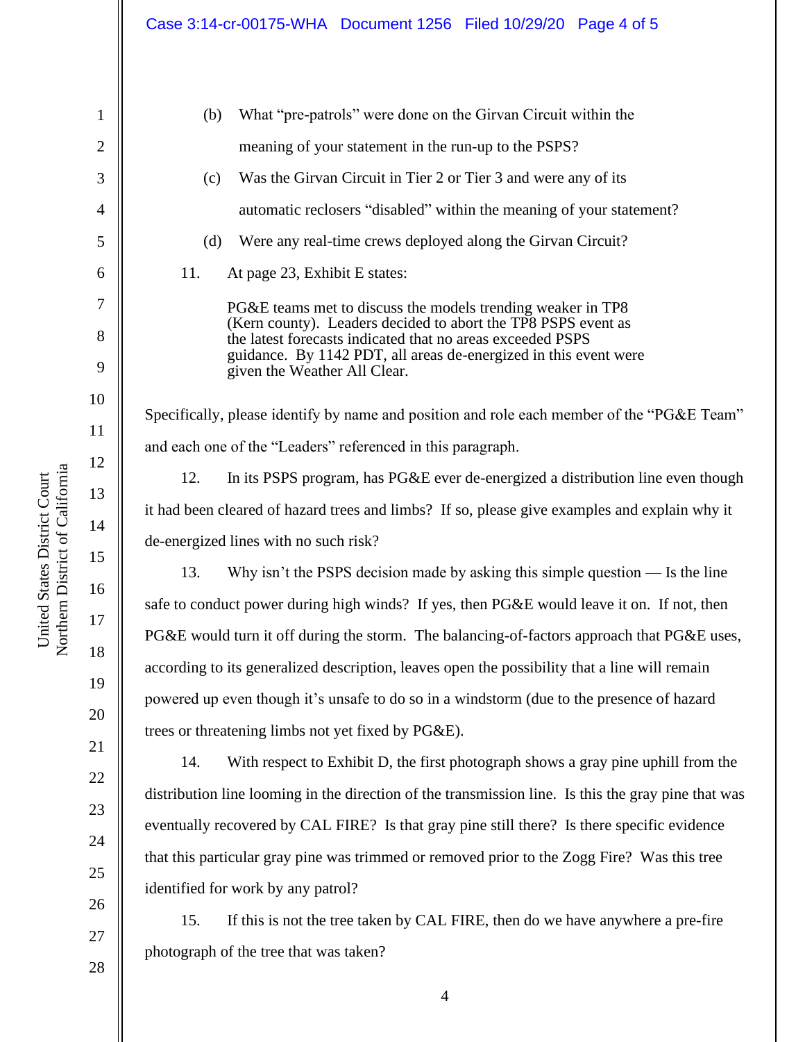(b) What "pre-patrols" were done on the Girvan Circuit within the meaning of your statement in the run-up to the PSPS?

(c) Was the Girvan Circuit in Tier 2 or Tier 3 and were any of its automatic reclosers "disabled" within the meaning of your statement?

(d) Were any real-time crews deployed along the Girvan Circuit?

11. At page 23, Exhibit E states:

> PG&E teams met to discuss the models trending weaker in TP8 (Kern county). Leaders decided to abort the TP8 PSPS event as the latest forecasts indicated that no areas exceeded PSPS guidance. By 1142 PDT, all areas de-energized in this event were given the Weather All Clear.

Specifically, please identify by name and position and role each member of the "PG&E Team" and each one of the "Leaders" referenced in this paragraph.

12. In its PSPS program, has PG&E ever de-energized a distribution line even though it had been cleared of hazard trees and limbs? If so, please give examples and explain why it de-energized lines with no such risk?

13. Why isn't the PSPS decision made by asking this simple question — Is the line safe to conduct power during high winds? If yes, then PG&E would leave it on. If not, then PG&E would turn it off during the storm. The balancing-of-factors approach that PG&E uses, according to its generalized description, leaves open the possibility that a line will remain powered up even though it's unsafe to do so in a windstorm (due to the presence of hazard trees or threatening limbs not yet fixed by PG&E).

14. With respect to Exhibit D, the first photograph shows a gray pine uphill from the distribution line looming in the direction of the transmission line. Is this the gray pine that was eventually recovered by CAL FIRE? Is that gray pine still there? Is there specific evidence that this particular gray pine was trimmed or removed prior to the Zogg Fire? Was this tree identified for work by any patrol?

15. If this is not the tree taken by CAL FIRE, then do we have anywhere a pre-fire photograph of the tree that was taken?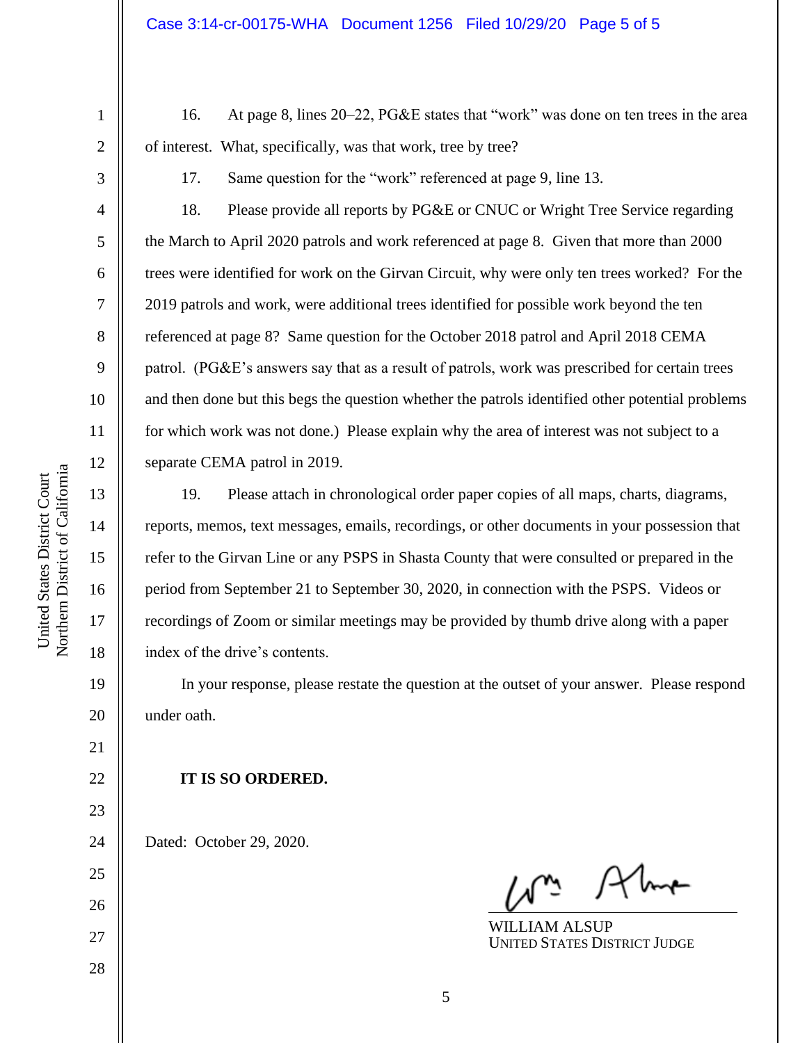16. At page 8, lines 20–22, PG&E states that "work" was done on ten trees in the area of interest. What, specifically, was that work, tree by tree?

17. Same question for the "work" referenced at page 9, line 13.

18. Please provide all reports by PG&E or CNUC or Wright Tree Service regarding the March to April 2020 patrols and work referenced at page 8. Given that more than 2000 trees were identified for work on the Girvan Circuit, why were only ten trees worked? For the 2019 patrols and work, were additional trees identified for possible work beyond the ten referenced at page 8? Same question for the October 2018 patrol and April 2018 CEMA patrol. (PG&E's answers say that as a result of patrols, work was prescribed for certain trees and then done but this begs the question whether the patrols identified other potential problems for which work was not done.) Please explain why the area of interest was not subject to a separate CEMA patrol in 2019.

19. Please attach in chronological order paper copies of all maps, charts, diagrams, reports, memos, text messages, emails, recordings, or other documents in your possession that refer to the Girvan Line or any PSPS in Shasta County that were consulted or prepared in the period from September 21 to September 30, 2020, in connection with the PSPS. Videos or recordings of Zoom or similar meetings may be provided by thumb drive along with a paper index of the drive's contents.

In your response, please restate the question at the outset of your answer. Please respond under oath.

**IT IS SO ORDERED.**

Dated: October 29, 2020.

WILLIAM ALSUP
UNITED STATES DISTRICT JUDGE